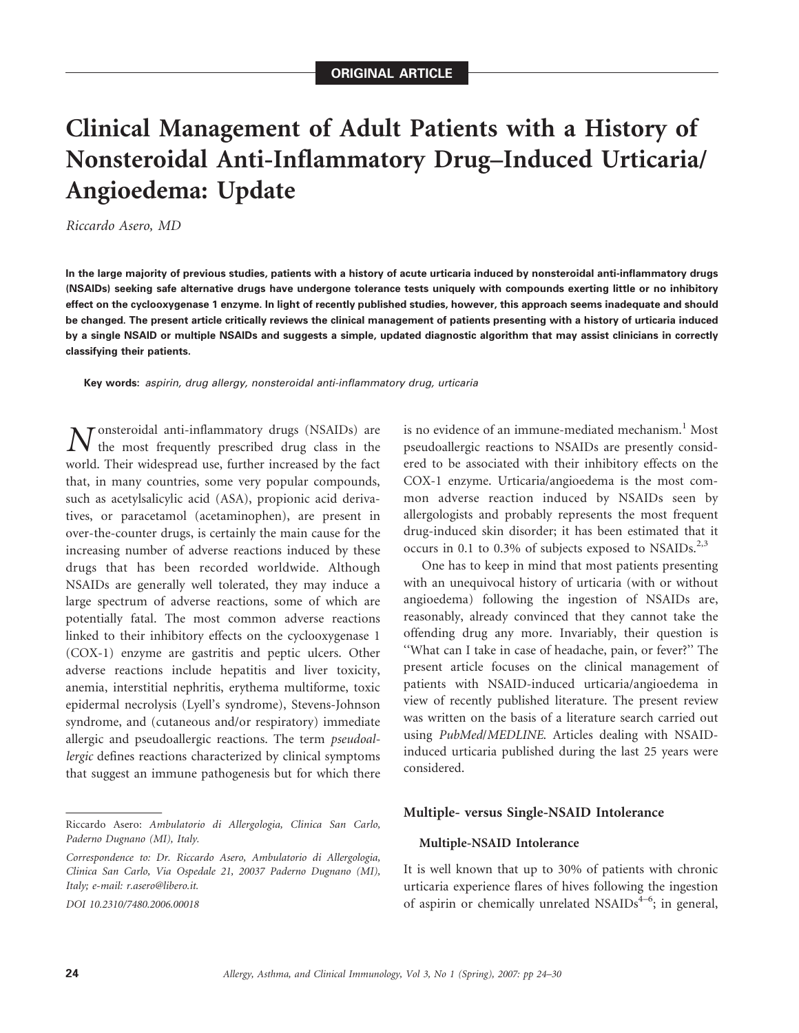ORIGINAL ARTICLE

# Clinical Management of Adult Patients with a History of Nonsteroidal Anti-Inflammatory Drug–Induced Urticaria/ Angioedema: Update

*Riccardo Asero, MD*

**In the large majority of previous studies, patients with a history of acute urticaria induced by nonsteroidal anti-inflammatory drugs (NSAIDs) seeking safe alternative drugs have undergone tolerance tests uniquely with compounds exerting little or no inhibitory effect on the cyclooxygenase 1 enzyme. In light of recently published studies, however, this approach seems inadequate and should be changed. The present article critically reviews the clinical management of patients presenting with a history of urticaria induced by a single NSAID or multiple NSAIDs and suggests a simple, updated diagnostic algorithm that may assist clinicians in correctly classifying their patients.**

**Key words:** *aspirin, drug allergy, nonsteroidal anti-inflammatory drug, urticaria*

Nonsteroidal anti-inflammatory drugs (NSAIDs) are the most frequently prescribed drug class in the world. Their widespread use, further increased by the fact that, in many countries, some very popular compounds, such as acetylsalicylic acid (ASA), propionic acid derivatives, or paracetamol (acetaminophen), are present in over-the-counter drugs, is certainly the main cause for the increasing number of adverse reactions induced by these drugs that has been recorded worldwide. Although NSAIDs are generally well tolerated, they may induce a large spectrum of adverse reactions, some of which are potentially fatal. The most common adverse reactions linked to their inhibitory effects on the cyclooxygenase 1 (COX-1) enzyme are gastritis and peptic ulcers. Other adverse reactions include hepatitis and liver toxicity, anemia, interstitial nephritis, erythema multiforme, toxic epidermal necrolysis (Lyell's syndrome), Stevens-Johnson syndrome, and (cutaneous and/or respiratory) immediate allergic and pseudoallergic reactions. The term *pseudoallergic* defines reactions characterized by clinical symptoms that suggest an immune pathogenesis but for which there is no evidence of an immune-mediated mechanism.[1] Most pseudoallergic reactions to NSAIDs are presently considered to be associated with their inhibitory effects on the COX-1 enzyme. Urticaria/angioedema is the most common adverse reaction induced by NSAIDs seen by allergologists and probably represents the most frequent drug-induced skin disorder; it has been estimated that it occurs in 0.1 to 0.3% of subjects exposed to NSAIDs.[2,3]

One has to keep in mind that most patients presenting with an unequivocal history of urticaria (with or without angioedema) following the ingestion of NSAIDs are, reasonably, already convinced that they cannot take the offending drug any more. Invariably, their question is ''What can I take in case of headache, pain, or fever?'' The present article focuses on the clinical management of patients with NSAID-induced urticaria/angioedema in view of recently published literature. The present review was written on the basis of a literature search carried out using *PubMed/MEDLINE*. Articles dealing with NSAID-induced urticaria published during the last 25 years were considered.

## Multiple- versus Single-NSAID Intolerance

### Multiple-NSAID Intolerance

It is well known that up to 30% of patients with chronic urticaria experience flares of hives following the ingestion of aspirin or chemically unrelated NSAIDs[4–6]; in general,

---

Riccardo Asero: *Ambulatorio di Allergologia, Clinica San Carlo, Paderno Dugnano (MI), Italy.*

*Correspondence to: Dr. Riccardo Asero, Ambulatorio di Allergologia, Clinica San Carlo, Via Ospedale 21, 20037 Paderno Dugnano (MI), Italy; e-mail: r.asero@libero.it.*

*DOI 10.2310/7480.2006.00018*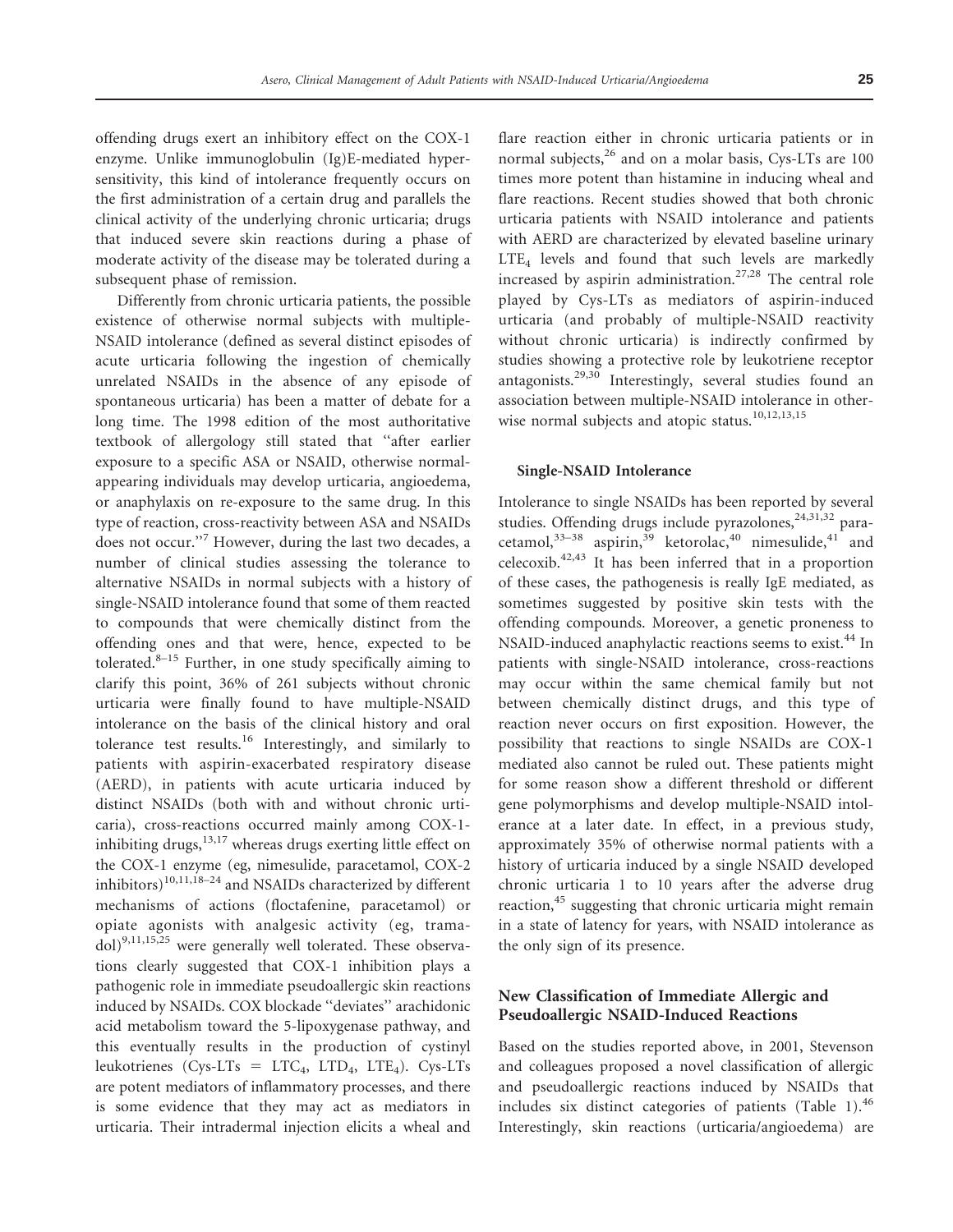offending drugs exert an inhibitory effect on the COX-1 enzyme. Unlike immunoglobulin (Ig)E-mediated hypersensitivity, this kind of intolerance frequently occurs on the first administration of a certain drug and parallels the clinical activity of the underlying chronic urticaria; drugs that induced severe skin reactions during a phase of moderate activity of the disease may be tolerated during a subsequent phase of remission.

Differently from chronic urticaria patients, the possible existence of otherwise normal subjects with multiple-NSAID intolerance (defined as several distinct episodes of acute urticaria following the ingestion of chemically unrelated NSAIDs in the absence of any episode of spontaneous urticaria) has been a matter of debate for a long time. The 1998 edition of the most authoritative textbook of allergology still stated that "after earlier exposure to a specific ASA or NSAID, otherwise normal-appearing individuals may develop urticaria, angioedema, or anaphylaxis on re-exposure to the same drug. In this type of reaction, cross-reactivity between ASA and NSAIDs does not occur."[7] However, during the last two decades, a number of clinical studies assessing the tolerance to alternative NSAIDs in normal subjects with a history of single-NSAID intolerance found that some of them reacted to compounds that were chemically distinct from the offending ones and that were, hence, expected to be tolerated.[8–15] Further, in one study specifically aiming to clarify this point, 36% of 261 subjects without chronic urticaria were finally found to have multiple-NSAID intolerance on the basis of the clinical history and oral tolerance test results.[16] Interestingly, and similarly to patients with aspirin-exacerbated respiratory disease (AERD), in patients with acute urticaria induced by distinct NSAIDs (both with and without chronic urticaria), cross-reactions occurred mainly among COX-1-inhibiting drugs,[13,17] whereas drugs exerting little effect on the COX-1 enzyme (eg, nimesulide, paracetamol, COX-2 inhibitors)[10,11,18–24] and NSAIDs characterized by different mechanisms of actions (floctafenine, paracetamol) or opiate agonists with analgesic activity (eg, tramadol)[9,11,15,25] were generally well tolerated. These observations clearly suggested that COX-1 inhibition plays a pathogenic role in immediate pseudoallergic skin reactions induced by NSAIDs. COX blockade "deviates" arachidonic acid metabolism toward the 5-lipoxygenase pathway, and this eventually results in the production of cystinyl leukotrienes (Cys-LTs = $LTC_4$, $LTD_4$, $LTE_4$). Cys-LTs are potent mediators of inflammatory processes, and there is some evidence that they may act as mediators in urticaria. Their intradermal injection elicits a wheal and flare reaction either in chronic urticaria patients or in normal subjects,[26] and on a molar basis, Cys-LTs are 100 times more potent than histamine in inducing wheal and flare reactions. Recent studies showed that both chronic urticaria patients with NSAID intolerance and patients with AERD are characterized by elevated baseline urinary $LTE_4$ levels and found that such levels are markedly increased by aspirin administration.[27,28] The central role played by Cys-LTs as mediators of aspirin-induced urticaria (and probably of multiple-NSAID reactivity without chronic urticaria) is indirectly confirmed by studies showing a protective role by leukotriene receptor antagonists.[29,30] Interestingly, several studies found an association between multiple-NSAID intolerance in otherwise normal subjects and atopic status.[10,12,13,15]

### Single-NSAID Intolerance

Intolerance to single NSAIDs has been reported by several studies. Offending drugs include pyrazolones,[24,31,32] paracetamol,[33–38] aspirin,[39] ketorolac,[40] nimesulide,[41] and celecoxib.[42,43] It has been inferred that in a proportion of these cases, the pathogenesis is really IgE mediated, as sometimes suggested by positive skin tests with the offending compounds. Moreover, a genetic proneness to NSAID-induced anaphylactic reactions seems to exist.[44] In patients with single-NSAID intolerance, cross-reactions may occur within the same chemical family but not between chemically distinct drugs, and this type of reaction never occurs on first exposition. However, the possibility that reactions to single NSAIDs are COX-1 mediated also cannot be ruled out. These patients might for some reason show a different threshold or different gene polymorphisms and develop multiple-NSAID intolerance at a later date. In effect, in a previous study, approximately 35% of otherwise normal patients with a history of urticaria induced by a single NSAID developed chronic urticaria 1 to 10 years after the adverse drug reaction,[45] suggesting that chronic urticaria might remain in a state of latency for years, with NSAID intolerance as the only sign of its presence.

## New Classification of Immediate Allergic and Pseudoallergic NSAID-Induced Reactions

Based on the studies reported above, in 2001, Stevenson and colleagues proposed a novel classification of allergic and pseudoallergic reactions induced by NSAIDs that includes six distinct categories of patients (Table 1).[46] Interestingly, skin reactions (urticaria/angioedema) are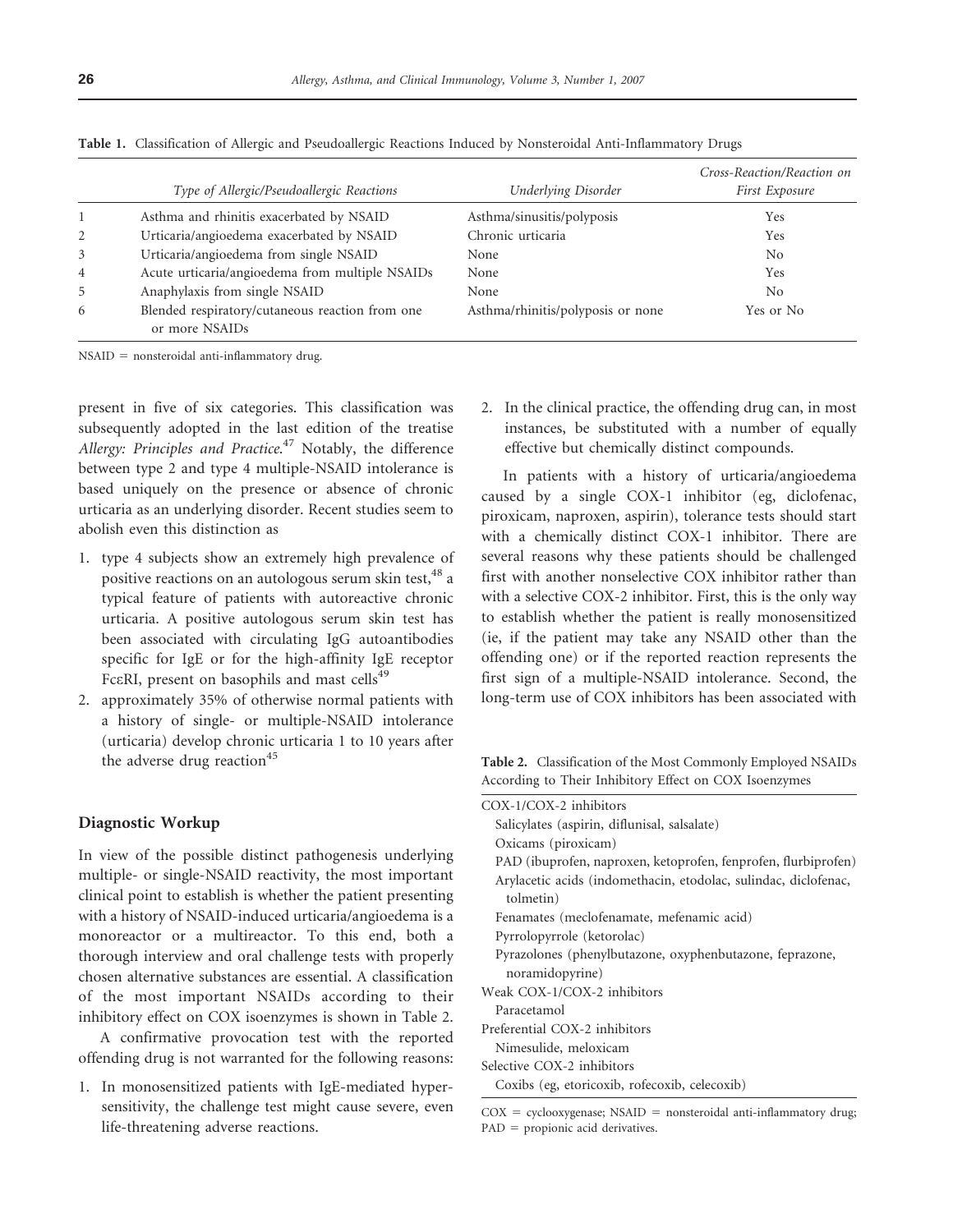**Table 1.** Classification of Allergic and Pseudoallergic Reactions Induced by Nonsteroidal Anti-Inflammatory Drugs

| | *Type of Allergic/Pseudoallergic Reactions* | *Underlying Disorder* | *Cross-Reaction/Reaction on First Exposure* |
|---|---|---|---|
| 1 | Asthma and rhinitis exacerbated by NSAID | Asthma/sinusitis/polyposis | Yes |
| 2 | Urticaria/angioedema exacerbated by NSAID | Chronic urticaria | Yes |
| 3 | Urticaria/angioedema from single NSAID | None | No |
| 4 | Acute urticaria/angioedema from multiple NSAIDs | None | Yes |
| 5 | Anaphylaxis from single NSAID | None | No |
| 6 | Blended respiratory/cutaneous reaction from one or more NSAIDs | Asthma/rhinitis/polyposis or none | Yes or No |

NSAID = nonsteroidal anti-inflammatory drug.

present in five of six categories. This classification was subsequently adopted in the last edition of the treatise *Allergy: Principles and Practice.*[47] Notably, the difference between type 2 and type 4 multiple-NSAID intolerance is based uniquely on the presence or absence of chronic urticaria as an underlying disorder. Recent studies seem to abolish even this distinction as

1. type 4 subjects show an extremely high prevalence of positive reactions on an autologous serum skin test,[48] a typical feature of patients with autoreactive chronic urticaria. A positive autologous serum skin test has been associated with circulating IgG autoantibodies specific for IgE or for the high-affinity IgE receptor FcεRI, present on basophils and mast cells[49]
2. approximately 35% of otherwise normal patients with a history of single- or multiple-NSAID intolerance (urticaria) develop chronic urticaria 1 to 10 years after the adverse drug reaction[45]

## Diagnostic Workup

In view of the possible distinct pathogenesis underlying multiple- or single-NSAID reactivity, the most important clinical point to establish is whether the patient presenting with a history of NSAID-induced urticaria/angioedema is a monoreactor or a multireactor. To this end, both a thorough interview and oral challenge tests with properly chosen alternative substances are essential. A classification of the most important NSAIDs according to their inhibitory effect on COX isoenzymes is shown in Table 2.

A confirmative provocation test with the reported offending drug is not warranted for the following reasons:

1. In monosensitized patients with IgE-mediated hypersensitivity, the challenge test might cause severe, even life-threatening adverse reactions.
2. In the clinical practice, the offending drug can, in most instances, be substituted with a number of equally effective but chemically distinct compounds.

In patients with a history of urticaria/angioedema caused by a single COX-1 inhibitor (eg, diclofenac, piroxicam, naproxen, aspirin), tolerance tests should start with a chemically distinct COX-1 inhibitor. There are several reasons why these patients should be challenged first with another nonselective COX inhibitor rather than with a selective COX-2 inhibitor. First, this is the only way to establish whether the patient is really monosensitized (ie, if the patient may take any NSAID other than the offending one) or if the reported reaction represents the first sign of a multiple-NSAID intolerance. Second, the long-term use of COX inhibitors has been associated with

**Table 2.** Classification of the Most Commonly Employed NSAIDs According to Their Inhibitory Effect on COX Isoenzymes

| |
|---|
| COX-1/COX-2 inhibitors |
| Salicylates (aspirin, diflunisal, salsalate) |
| Oxicams (piroxicam) |
| PAD (ibuprofen, naproxen, ketoprofen, fenprofen, flurbiprofen) |
| Arylacetic acids (indomethacin, etodolac, sulindac, diclofenac, tolmetin) |
| Fenamates (meclofenamate, mefenamic acid) |
| Pyrrolopyrrole (ketorolac) |
| Pyrazolones (phenylbutazone, oxyphenbutazone, feprazone, noramidopyrine) |
| Weak COX-1/COX-2 inhibitors |
| Paracetamol |
| Preferential COX-2 inhibitors |
| Nimesulide, meloxicam |
| Selective COX-2 inhibitors |
| Coxibs (eg, etoricoxib, rofecoxib, celecoxib) |

COX = cyclooxygenase; NSAID = nonsteroidal anti-inflammatory drug; PAD = propionic acid derivatives.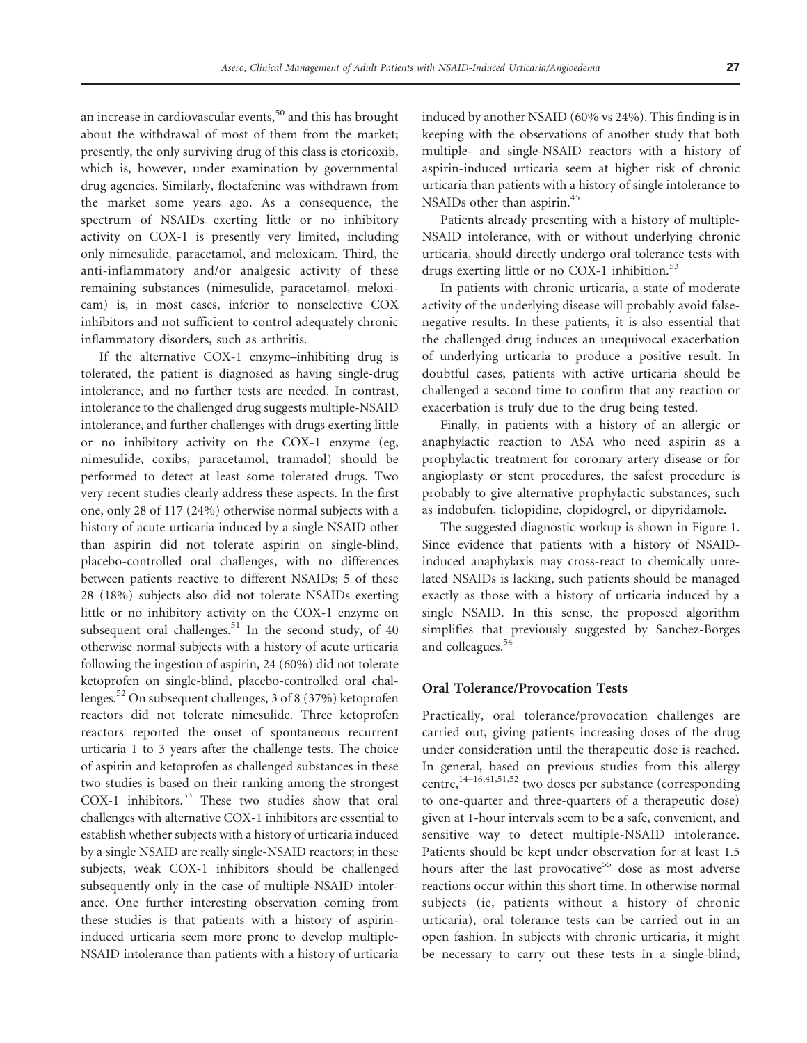an increase in cardiovascular events,[50] and this has brought about the withdrawal of most of them from the market; presently, the only surviving drug of this class is etoricoxib, which is, however, under examination by governmental drug agencies. Similarly, floctafenine was withdrawn from the market some years ago. As a consequence, the spectrum of NSAIDs exerting little or no inhibitory activity on COX-1 is presently very limited, including only nimesulide, paracetamol, and meloxicam. Third, the anti-inflammatory and/or analgesic activity of these remaining substances (nimesulide, paracetamol, meloxicam) is, in most cases, inferior to nonselective COX inhibitors and not sufficient to control adequately chronic inflammatory disorders, such as arthritis.

If the alternative COX-1 enzyme–inhibiting drug is tolerated, the patient is diagnosed as having single-drug intolerance, and no further tests are needed. In contrast, intolerance to the challenged drug suggests multiple-NSAID intolerance, and further challenges with drugs exerting little or no inhibitory activity on the COX-1 enzyme (eg, nimesulide, coxibs, paracetamol, tramadol) should be performed to detect at least some tolerated drugs. Two very recent studies clearly address these aspects. In the first one, only 28 of 117 (24%) otherwise normal subjects with a history of acute urticaria induced by a single NSAID other than aspirin did not tolerate aspirin on single-blind, placebo-controlled oral challenges, with no differences between patients reactive to different NSAIDs; 5 of these 28 (18%) subjects also did not tolerate NSAIDs exerting little or no inhibitory activity on the COX-1 enzyme on subsequent oral challenges.[51] In the second study, of 40 otherwise normal subjects with a history of acute urticaria following the ingestion of aspirin, 24 (60%) did not tolerate ketoprofen on single-blind, placebo-controlled oral challenges.[52] On subsequent challenges, 3 of 8 (37%) ketoprofen reactors did not tolerate nimesulide. Three ketoprofen reactors reported the onset of spontaneous recurrent urticaria 1 to 3 years after the challenge tests. The choice of aspirin and ketoprofen as challenged substances in these two studies is based on their ranking among the strongest COX-1 inhibitors.[53] These two studies show that oral challenges with alternative COX-1 inhibitors are essential to establish whether subjects with a history of urticaria induced by a single NSAID are really single-NSAID reactors; in these subjects, weak COX-1 inhibitors should be challenged subsequently only in the case of multiple-NSAID intolerance. One further interesting observation coming from these studies is that patients with a history of aspirin-induced urticaria seem more prone to develop multiple-NSAID intolerance than patients with a history of urticaria induced by another NSAID (60% vs 24%). This finding is in keeping with the observations of another study that both multiple- and single-NSAID reactors with a history of aspirin-induced urticaria seem at higher risk of chronic urticaria than patients with a history of single intolerance to NSAIDs other than aspirin.[45]

Patients already presenting with a history of multiple-NSAID intolerance, with or without underlying chronic urticaria, should directly undergo oral tolerance tests with drugs exerting little or no COX-1 inhibition.[53]

In patients with chronic urticaria, a state of moderate activity of the underlying disease will probably avoid false-negative results. In these patients, it is also essential that the challenged drug induces an unequivocal exacerbation of underlying urticaria to produce a positive result. In doubtful cases, patients with active urticaria should be challenged a second time to confirm that any reaction or exacerbation is truly due to the drug being tested.

Finally, in patients with a history of an allergic or anaphylactic reaction to ASA who need aspirin as a prophylactic treatment for coronary artery disease or for angioplasty or stent procedures, the safest procedure is probably to give alternative prophylactic substances, such as indobufen, ticlopidine, clopidogrel, or dipyridamole.

The suggested diagnostic workup is shown in Figure 1. Since evidence that patients with a history of NSAID-induced anaphylaxis may cross-react to chemically unrelated NSAIDs is lacking, such patients should be managed exactly as those with a history of urticaria induced by a single NSAID. In this sense, the proposed algorithm simplifies that previously suggested by Sanchez-Borges and colleagues.[54]

## Oral Tolerance/Provocation Tests

Practically, oral tolerance/provocation challenges are carried out, giving patients increasing doses of the drug under consideration until the therapeutic dose is reached. In general, based on previous studies from this allergy centre,[14–16,41,51,52] two doses per substance (corresponding to one-quarter and three-quarters of a therapeutic dose) given at 1-hour intervals seem to be a safe, convenient, and sensitive way to detect multiple-NSAID intolerance. Patients should be kept under observation for at least 1.5 hours after the last provocative[55] dose as most adverse reactions occur within this short time. In otherwise normal subjects (ie, patients without a history of chronic urticaria), oral tolerance tests can be carried out in an open fashion. In subjects with chronic urticaria, it might be necessary to carry out these tests in a single-blind,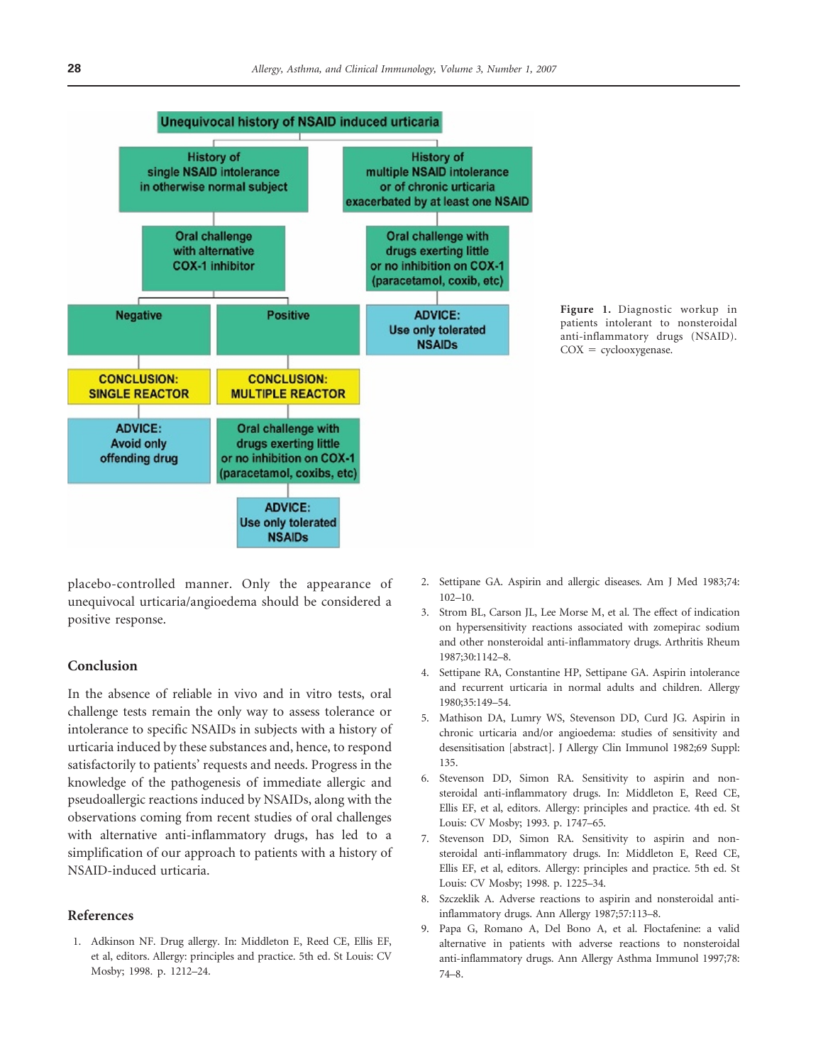Unequivocal history of NSAID induced urticaria

- History of single NSAID intolerance in otherwise normal subject
  - Oral challenge with alternative COX-1 inhibitor
    - Negative
      - CONCLUSION: SINGLE REACTOR
      - ADVICE: Avoid only offending drug
    - Positive
      - CONCLUSION: MULTIPLE REACTOR
      - Oral challenge with drugs exerting little or no inhibition on COX-1 (paracetamol, coxibs, etc)
      - ADVICE: Use only tolerated NSAIDs
- History of multiple NSAID intolerance or of chronic urticaria exacerbated by at least one NSAID
  - Oral challenge with drugs exerting little or no inhibition on COX-1 (paracetamol, coxib, etc)
  - ADVICE: Use only tolerated NSAIDs

**Figure 1.** Diagnostic workup in patients intolerant to nonsteroidal anti-inflammatory drugs (NSAID). COX = cyclooxygenase.

placebo-controlled manner. Only the appearance of unequivocal urticaria/angioedema should be considered a positive response.

## Conclusion

In the absence of reliable in vivo and in vitro tests, oral challenge tests remain the only way to assess tolerance or intolerance to specific NSAIDs in subjects with a history of urticaria induced by these substances and, hence, to respond satisfactorily to patients' requests and needs. Progress in the knowledge of the pathogenesis of immediate allergic and pseudoallergic reactions induced by NSAIDs, along with the observations coming from recent studies of oral challenges with alternative anti-inflammatory drugs, has led to a simplification of our approach to patients with a history of NSAID-induced urticaria.

## References

1. Adkinson NF. Drug allergy. In: Middleton E, Reed CE, Ellis EF, et al, editors. Allergy: principles and practice. 5th ed. St Louis: CV Mosby; 1998. p. 1212–24.
2. Settipane GA. Aspirin and allergic diseases. Am J Med 1983;74: 102–10.
3. Strom BL, Carson JL, Lee Morse M, et al. The effect of indication on hypersensitivity reactions associated with zomepirac sodium and other nonsteroidal anti-inflammatory drugs. Arthritis Rheum 1987;30:1142–8.
4. Settipane RA, Constantine HP, Settipane GA. Aspirin intolerance and recurrent urticaria in normal adults and children. Allergy 1980;35:149–54.
5. Mathison DA, Lumry WS, Stevenson DD, Curd JG. Aspirin in chronic urticaria and/or angioedema: studies of sensitivity and desensitisation [abstract]. J Allergy Clin Immunol 1982;69 Suppl: 135.
6. Stevenson DD, Simon RA. Sensitivity to aspirin and non-steroidal anti-inflammatory drugs. In: Middleton E, Reed CE, Ellis EF, et al, editors. Allergy: principles and practice. 4th ed. St Louis: CV Mosby; 1993. p. 1747–65.
7. Stevenson DD, Simon RA. Sensitivity to aspirin and non-steroidal anti-inflammatory drugs. In: Middleton E, Reed CE, Ellis EF, et al, editors. Allergy: principles and practice. 5th ed. St Louis: CV Mosby; 1998. p. 1225–34.
8. Szczeklik A. Adverse reactions to aspirin and nonsteroidal anti-inflammatory drugs. Ann Allergy 1987;57:113–8.
9. Papa G, Romano A, Del Bono A, et al. Floctafenine: a valid alternative in patients with adverse reactions to nonsteroidal anti-inflammatory drugs. Ann Allergy Asthma Immunol 1997;78: 74–8.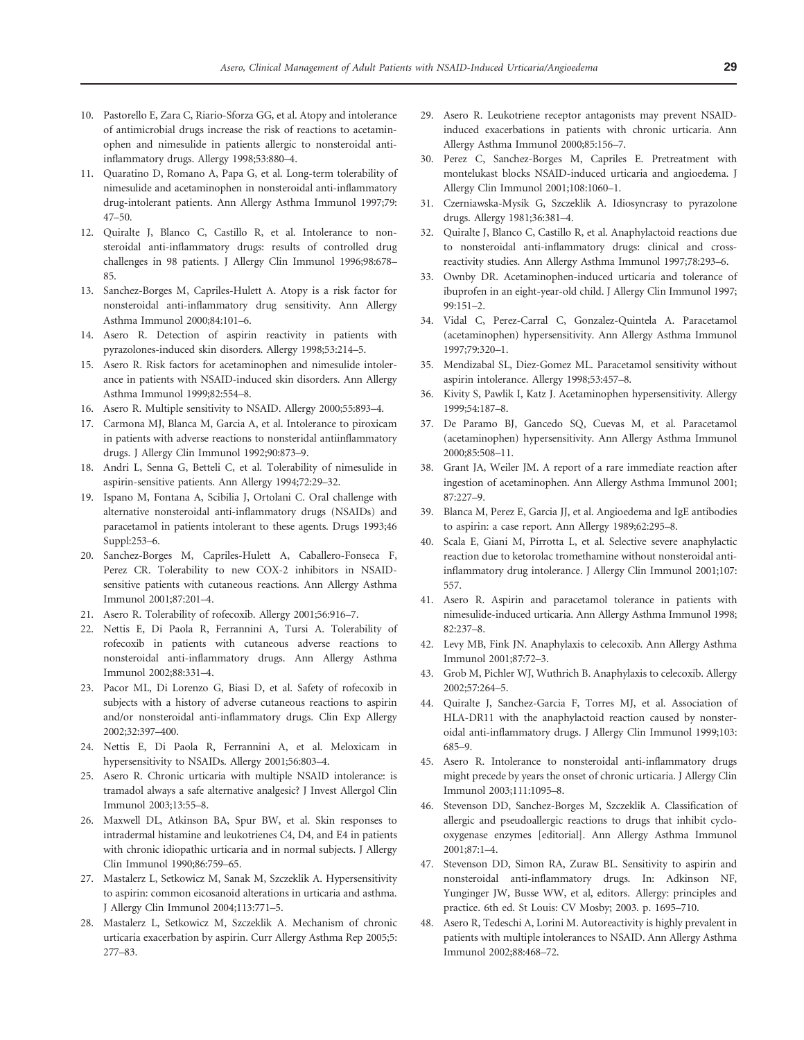10. Pastorello E, Zara C, Riario-Sforza GG, et al. Atopy and intolerance of antimicrobial drugs increase the risk of reactions to acetaminophen and nimesulide in patients allergic to nonsteroidal anti-inflammatory drugs. Allergy 1998;53:880–4.
11. Quaratino D, Romano A, Papa G, et al. Long-term tolerability of nimesulide and acetaminophen in nonsteroidal anti-inflammatory drug-intolerant patients. Ann Allergy Asthma Immunol 1997;79: 47–50.
12. Quiralte J, Blanco C, Castillo R, et al. Intolerance to nonsteroidal anti-inflammatory drugs: results of controlled drug challenges in 98 patients. J Allergy Clin Immunol 1996;98:678–85.
13. Sanchez-Borges M, Capriles-Hulett A. Atopy is a risk factor for nonsteroidal anti-inflammatory drug sensitivity. Ann Allergy Asthma Immunol 2000;84:101–6.
14. Asero R. Detection of aspirin reactivity in patients with pyrazolones-induced skin disorders. Allergy 1998;53:214–5.
15. Asero R. Risk factors for acetaminophen and nimesulide intolerance in patients with NSAID-induced skin disorders. Ann Allergy Asthma Immunol 1999;82:554–8.
16. Asero R. Multiple sensitivity to NSAID. Allergy 2000;55:893–4.
17. Carmona MJ, Blanca M, Garcia A, et al. Intolerance to piroxicam in patients with adverse reactions to nonsteridal antiinflammatory drugs. J Allergy Clin Immunol 1992;90:873–9.
18. Andri L, Senna G, Betteli C, et al. Tolerability of nimesulide in aspirin-sensitive patients. Ann Allergy 1994;72:29–32.
19. Ispano M, Fontana A, Scibilia J, Ortolani C. Oral challenge with alternative nonsteroidal anti-inflammatory drugs (NSAIDs) and paracetamol in patients intolerant to these agents. Drugs 1993;46 Suppl:253–6.
20. Sanchez-Borges M, Capriles-Hulett A, Caballero-Fonseca F, Perez CR. Tolerability to new COX-2 inhibitors in NSAID-sensitive patients with cutaneous reactions. Ann Allergy Asthma Immunol 2001;87:201–4.
21. Asero R. Tolerability of rofecoxib. Allergy 2001;56:916–7.
22. Nettis E, Di Paola R, Ferrannini A, Tursi A. Tolerability of rofecoxib in patients with cutaneous adverse reactions to nonsteroidal anti-inflammatory drugs. Ann Allergy Asthma Immunol 2002;88:331–4.
23. Pacor ML, Di Lorenzo G, Biasi D, et al. Safety of rofecoxib in subjects with a history of adverse cutaneous reactions to aspirin and/or nonsteroidal anti-inflammatory drugs. Clin Exp Allergy 2002;32:397–400.
24. Nettis E, Di Paola R, Ferrannini A, et al. Meloxicam in hypersensitivity to NSAIDs. Allergy 2001;56:803–4.
25. Asero R. Chronic urticaria with multiple NSAID intolerance: is tramadol always a safe alternative analgesic? J Invest Allergol Clin Immunol 2003;13:55–8.
26. Maxwell DL, Atkinson BA, Spur BW, et al. Skin responses to intradermal histamine and leukotrienes C4, D4, and E4 in patients with chronic idiopathic urticaria and in normal subjects. J Allergy Clin Immunol 1990;86:759–65.
27. Mastalerz L, Setkowicz M, Sanak M, Szczeklik A. Hypersensitivity to aspirin: common eicosanoid alterations in urticaria and asthma. J Allergy Clin Immunol 2004;113:771–5.
28. Mastalerz L, Setkowicz M, Szczeklik A. Mechanism of chronic urticaria exacerbation by aspirin. Curr Allergy Asthma Rep 2005;5: 277–83.
29. Asero R. Leukotriene receptor antagonists may prevent NSAID-induced exacerbations in patients with chronic urticaria. Ann Allergy Asthma Immunol 2000;85:156–7.
30. Perez C, Sanchez-Borges M, Capriles E. Pretreatment with montelukast blocks NSAID-induced urticaria and angioedema. J Allergy Clin Immunol 2001;108:1060–1.
31. Czerniawska-Mysik G, Szczeklik A. Idiosyncrasy to pyrazolone drugs. Allergy 1981;36:381–4.
32. Quiralte J, Blanco C, Castillo R, et al. Anaphylactoid reactions due to nonsteroidal anti-inflammatory drugs: clinical and cross-reactivity studies. Ann Allergy Asthma Immunol 1997;78:293–6.
33. Ownby DR. Acetaminophen-induced urticaria and tolerance of ibuprofen in an eight-year-old child. J Allergy Clin Immunol 1997; 99:151–2.
34. Vidal C, Perez-Carral C, Gonzalez-Quintela A. Paracetamol (acetaminophen) hypersensitivity. Ann Allergy Asthma Immunol 1997;79:320–1.
35. Mendizabal SL, Diez-Gomez ML. Paracetamol sensitivity without aspirin intolerance. Allergy 1998;53:457–8.
36. Kivity S, Pawlik I, Katz J. Acetaminophen hypersensitivity. Allergy 1999;54:187–8.
37. De Paramo BJ, Gancedo SQ, Cuevas M, et al. Paracetamol (acetaminophen) hypersensitivity. Ann Allergy Asthma Immunol 2000;85:508–11.
38. Grant JA, Weiler JM. A report of a rare immediate reaction after ingestion of acetaminophen. Ann Allergy Asthma Immunol 2001; 87:227–9.
39. Blanca M, Perez E, Garcia JJ, et al. Angioedema and IgE antibodies to aspirin: a case report. Ann Allergy 1989;62:295–8.
40. Scala E, Giani M, Pirrotta L, et al. Selective severe anaphylactic reaction due to ketorolac tromethamine without nonsteroidal anti-inflammatory drug intolerance. J Allergy Clin Immunol 2001;107: 557.
41. Asero R. Aspirin and paracetamol tolerance in patients with nimesulide-induced urticaria. Ann Allergy Asthma Immunol 1998; 82:237–8.
42. Levy MB, Fink JN. Anaphylaxis to celecoxib. Ann Allergy Asthma Immunol 2001;87:72–3.
43. Grob M, Pichler WJ, Wuthrich B. Anaphylaxis to celecoxib. Allergy 2002;57:264–5.
44. Quiralte J, Sanchez-Garcia F, Torres MJ, et al. Association of HLA-DR11 with the anaphylactoid reaction caused by nonsteroidal anti-inflammatory drugs. J Allergy Clin Immunol 1999;103: 685–9.
45. Asero R. Intolerance to nonsteroidal anti-inflammatory drugs might precede by years the onset of chronic urticaria. J Allergy Clin Immunol 2003;111:1095–8.
46. Stevenson DD, Sanchez-Borges M, Szczeklik A. Classification of allergic and pseudoallergic reactions to drugs that inhibit cyclooxygenase enzymes [editorial]. Ann Allergy Asthma Immunol 2001;87:1–4.
47. Stevenson DD, Simon RA, Zuraw BL. Sensitivity to aspirin and nonsteroidal anti-inflammatory drugs. In: Adkinson NF, Yunginger JW, Busse WW, et al, editors. Allergy: principles and practice. 6th ed. St Louis: CV Mosby; 2003. p. 1695–710.
48. Asero R, Tedeschi A, Lorini M. Autoreactivity is highly prevalent in patients with multiple intolerances to NSAID. Ann Allergy Asthma Immunol 2002;88:468–72.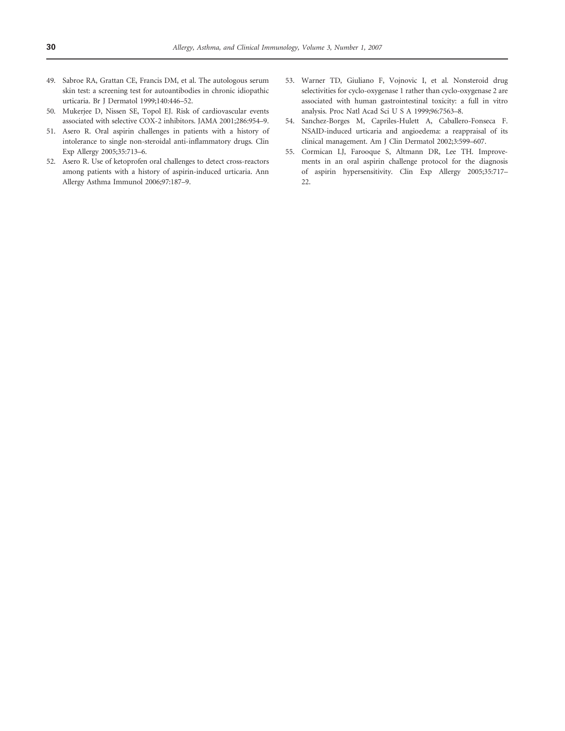49. Sabroe RA, Grattan CE, Francis DM, et al. The autologous serum skin test: a screening test for autoantibodies in chronic idiopathic urticaria. Br J Dermatol 1999;140:446–52.
50. Mukerjee D, Nissen SE, Topol EJ. Risk of cardiovascular events associated with selective COX-2 inhibitors. JAMA 2001;286:954–9.
51. Asero R. Oral aspirin challenges in patients with a history of intolerance to single non-steroidal anti-inflammatory drugs. Clin Exp Allergy 2005;35:713–6.
52. Asero R. Use of ketoprofen oral challenges to detect cross-reactors among patients with a history of aspirin-induced urticaria. Ann Allergy Asthma Immunol 2006;97:187–9.
53. Warner TD, Giuliano F, Vojnovic I, et al. Nonsteroid drug selectivities for cyclo-oxygenase 1 rather than cyclo-oxygenase 2 are associated with human gastrointestinal toxicity: a full in vitro analysis. Proc Natl Acad Sci U S A 1999;96:7563–8.
54. Sanchez-Borges M, Capriles-Hulett A, Caballero-Fonseca F. NSAID-induced urticaria and angioedema: a reappraisal of its clinical management. Am J Clin Dermatol 2002;3:599–607.
55. Cormican LJ, Farooque S, Altmann DR, Lee TH. Improvements in an oral aspirin challenge protocol for the diagnosis of aspirin hypersensitivity. Clin Exp Allergy 2005;35:717–22.